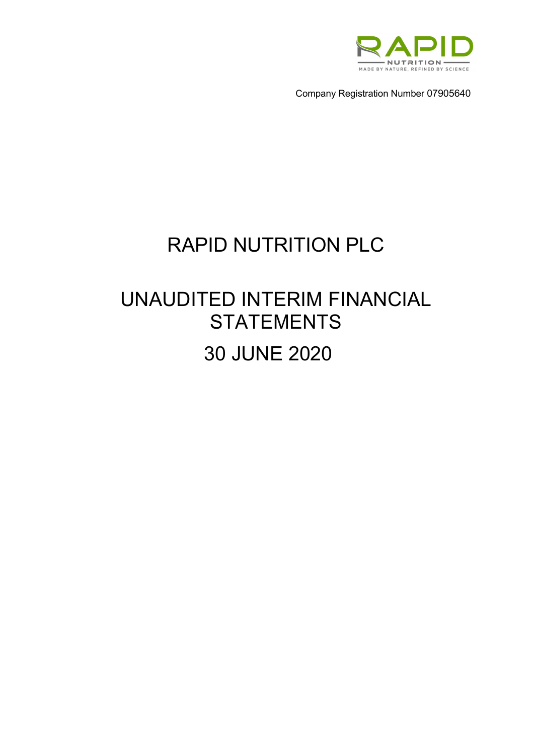RAPID NUTRITION

MADE BY NATURE, REFINED BY SCIENCE

Company Registration Number 07905640

# RAPID NUTRITION PLC

# UNAUDITED INTERIM FINANCIAL STATEMENTS

# 30 JUNE 2020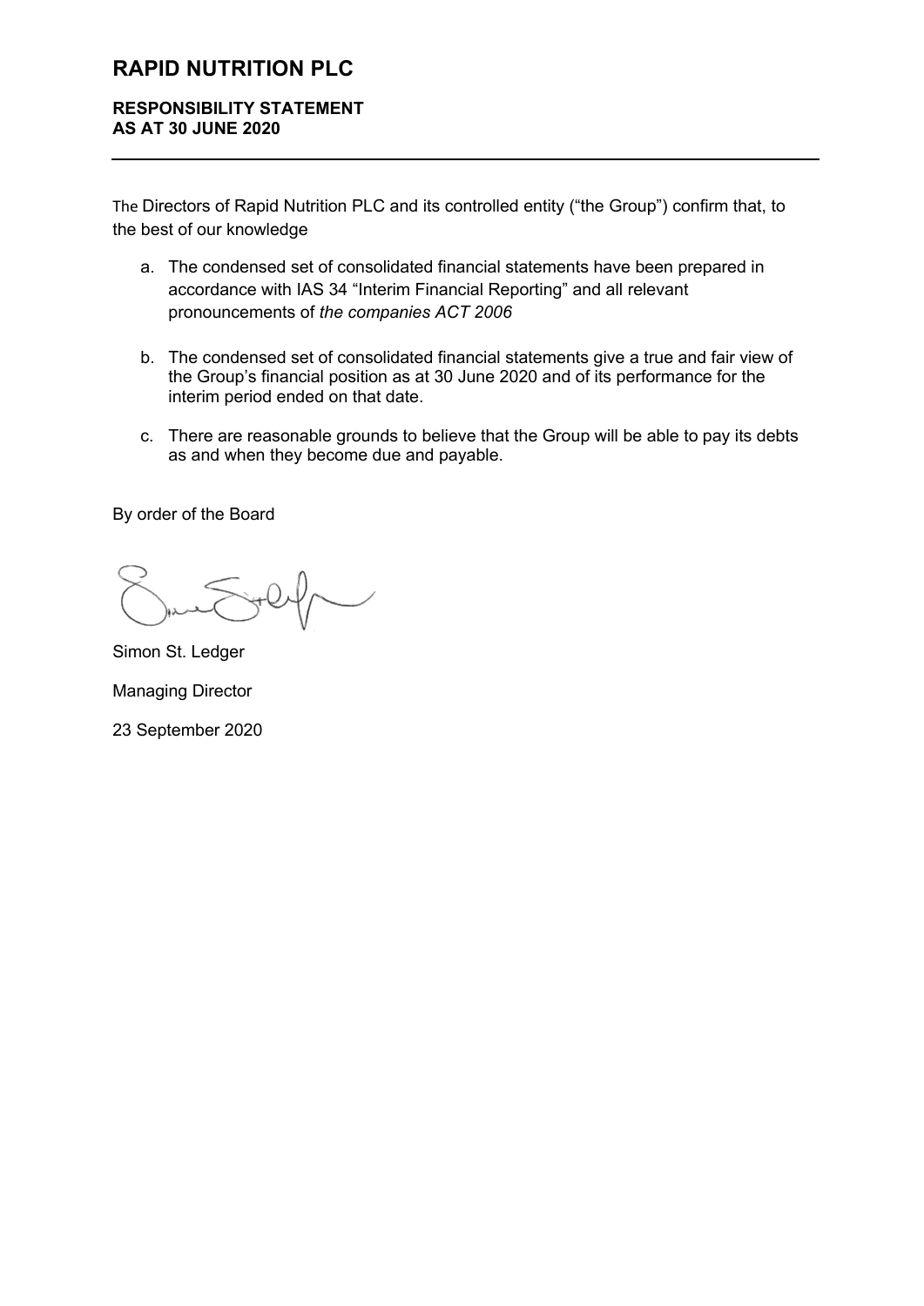# RAPID NUTRITION PLC

## RESPONSIBILITY STATEMENT
## AS AT 30 JUNE 2020

The Directors of Rapid Nutrition PLC and its controlled entity ("the Group") confirm that, to the best of our knowledge

a. The condensed set of consolidated financial statements have been prepared in accordance with IAS 34 "Interim Financial Reporting" and all relevant pronouncements of *the companies ACT 2006*

b. The condensed set of consolidated financial statements give a true and fair view of the Group's financial position as at 30 June 2020 and of its performance for the interim period ended on that date.

c. There are reasonable grounds to believe that the Group will be able to pay its debts as and when they become due and payable.

By order of the Board

Simon St. Ledger

Managing Director

23 September 2020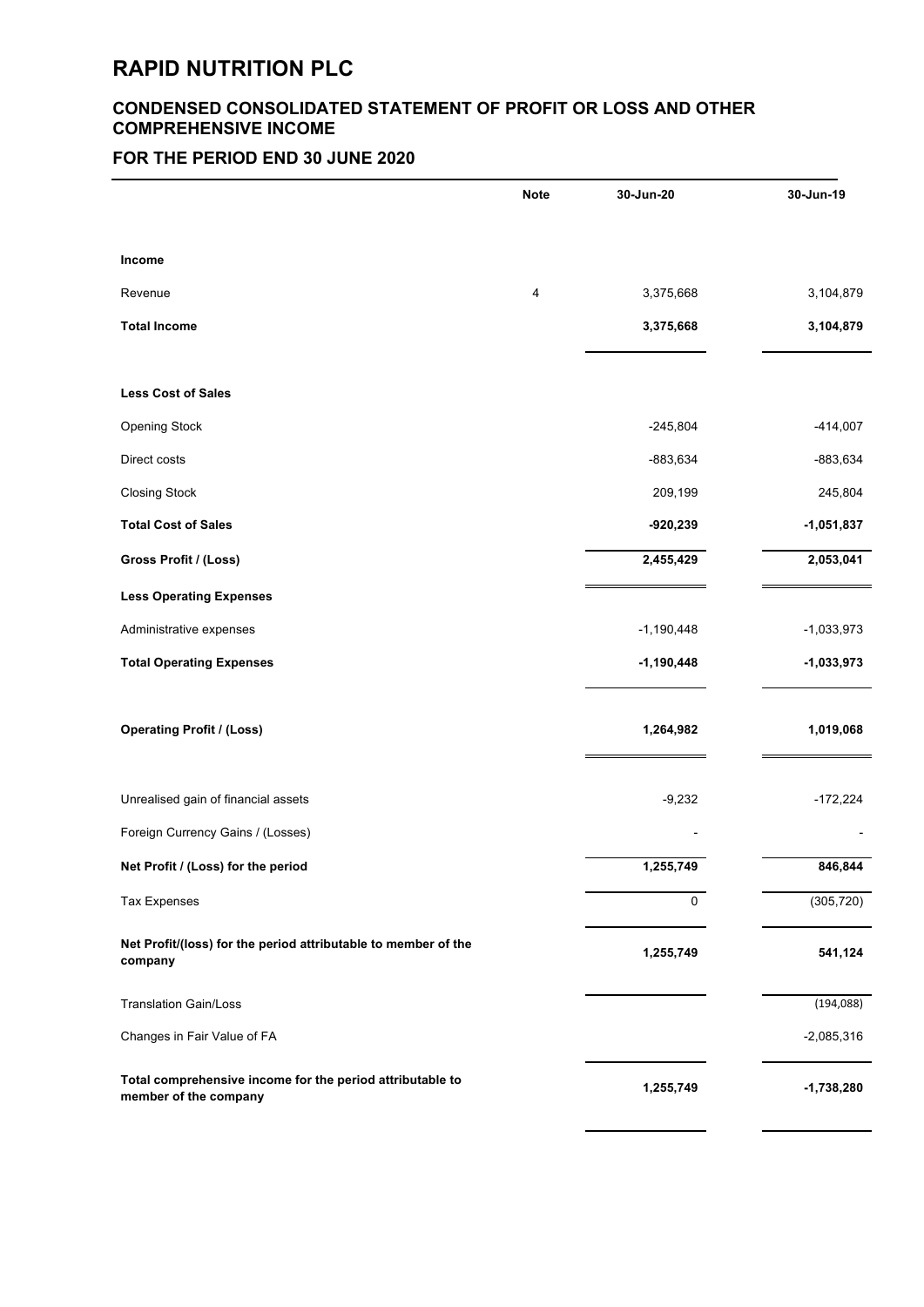# RAPID NUTRITION PLC

## CONDENSED CONSOLIDATED STATEMENT OF PROFIT OR LOSS AND OTHER COMPREHENSIVE INCOME

## FOR THE PERIOD END 30 JUNE 2020

| | Note | 30-Jun-20 | 30-Jun-19 |
|---|---|---|---|
| **Income** | | | |
| Revenue | 4 | 3,375,668 | 3,104,879 |
| **Total Income** | | **3,375,668** | **3,104,879** |
| **Less Cost of Sales** | | | |
| Opening Stock | | -245,804 | -414,007 |
| Direct costs | | -883,634 | -883,634 |
| Closing Stock | | 209,199 | 245,804 |
| **Total Cost of Sales** | | **-920,239** | **-1,051,837** |
| **Gross Profit / (Loss)** | | **2,455,429** | **2,053,041** |
| **Less Operating Expenses** | | | |
| Administrative expenses | | -1,190,448 | -1,033,973 |
| **Total Operating Expenses** | | **-1,190,448** | **-1,033,973** |
| **Operating Profit / (Loss)** | | **1,264,982** | **1,019,068** |
| Unrealised gain of financial assets | | -9,232 | -172,224 |
| Foreign Currency Gains / (Losses) | | - | - |
| **Net Profit / (Loss) for the period** | | **1,255,749** | **846,844** |
| Tax Expenses | | 0 | (305,720) |
| **Net Profit/(loss) for the period attributable to member of the company** | | **1,255,749** | **541,124** |
| Translation Gain/Loss | | | (194,088) |
| Changes in Fair Value of FA | | | -2,085,316 |
| **Total comprehensive income for the period attributable to member of the company** | | **1,255,749** | **-1,738,280** |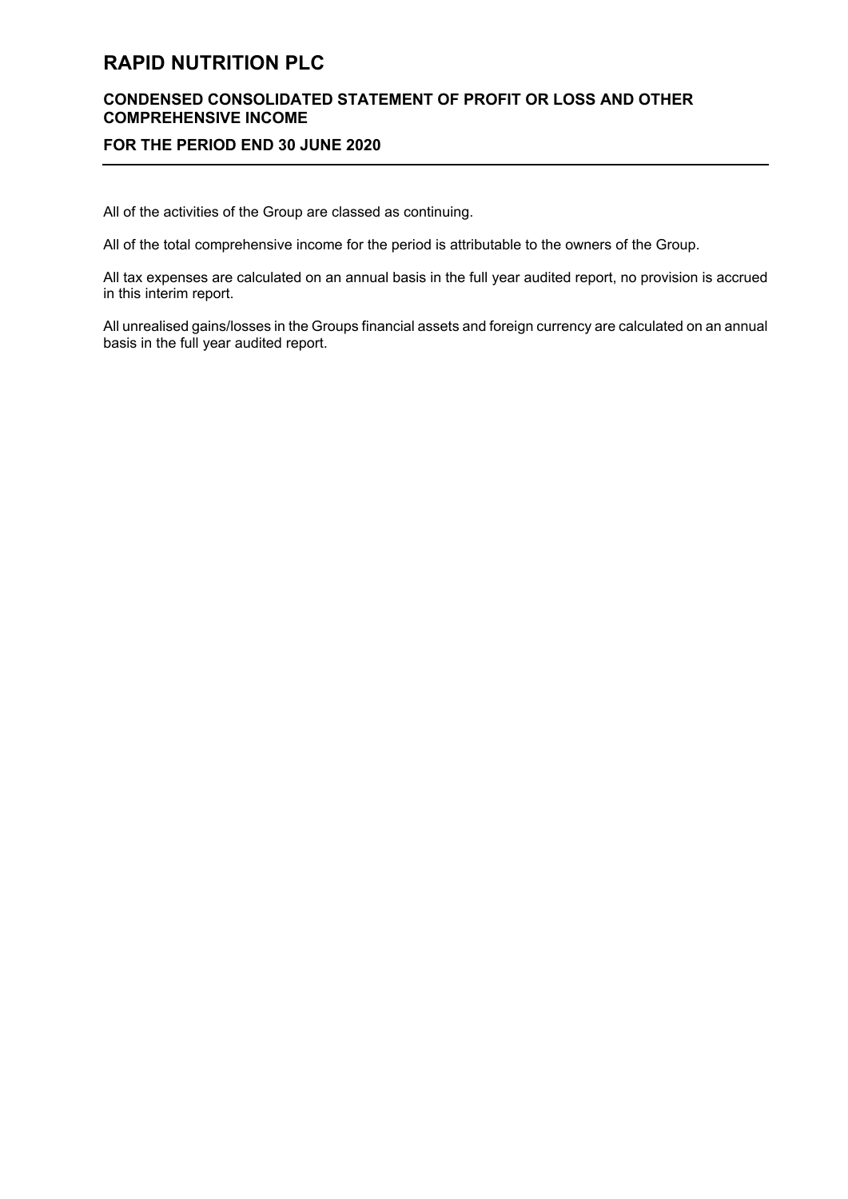# RAPID NUTRITION PLC

## CONDENSED CONSOLIDATED STATEMENT OF PROFIT OR LOSS AND OTHER COMPREHENSIVE INCOME

## FOR THE PERIOD END 30 JUNE 2020

All of the activities of the Group are classed as continuing.

All of the total comprehensive income for the period is attributable to the owners of the Group.

All tax expenses are calculated on an annual basis in the full year audited report, no provision is accrued in this interim report.

All unrealised gains/losses in the Groups financial assets and foreign currency are calculated on an annual basis in the full year audited report.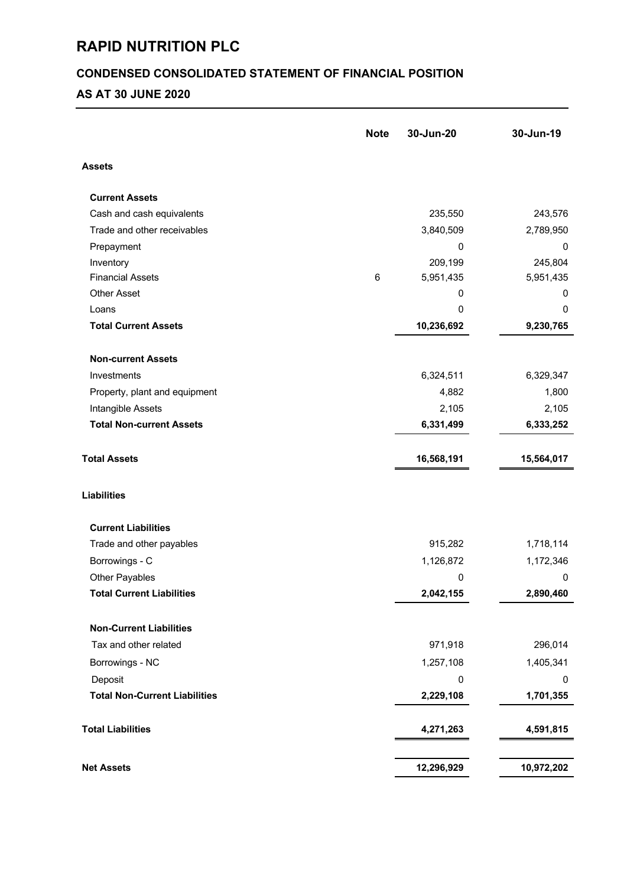# RAPID NUTRITION PLC

## CONDENSED CONSOLIDATED STATEMENT OF FINANCIAL POSITION

## AS AT 30 JUNE 2020

| | Note | 30-Jun-20 | 30-Jun-19 |
|---|---|---|---|
| **Assets** | | | |
| **Current Assets** | | | |
| Cash and cash equivalents | | 235,550 | 243,576 |
| Trade and other receivables | | 3,840,509 | 2,789,950 |
| Prepayment | | 0 | 0 |
| Inventory | | 209,199 | 245,804 |
| Financial Assets | 6 | 5,951,435 | 5,951,435 |
| Other Asset | | 0 | 0 |
| Loans | | 0 | 0 |
| **Total Current Assets** | | **10,236,692** | **9,230,765** |
| **Non-current Assets** | | | |
| Investments | | 6,324,511 | 6,329,347 |
| Property, plant and equipment | | 4,882 | 1,800 |
| Intangible Assets | | 2,105 | 2,105 |
| **Total Non-current Assets** | | **6,331,499** | **6,333,252** |
| **Total Assets** | | **16,568,191** | **15,564,017** |
| **Liabilities** | | | |
| **Current Liabilities** | | | |
| Trade and other payables | | 915,282 | 1,718,114 |
| Borrowings - C | | 1,126,872 | 1,172,346 |
| Other Payables | | 0 | 0 |
| **Total Current Liabilities** | | **2,042,155** | **2,890,460** |
| **Non-Current Liabilities** | | | |
| Tax and other related | | 971,918 | 296,014 |
| Borrowings - NC | | 1,257,108 | 1,405,341 |
| Deposit | | 0 | 0 |
| **Total Non-Current Liabilities** | | **2,229,108** | **1,701,355** |
| **Total Liabilities** | | **4,271,263** | **4,591,815** |
| **Net Assets** | | **12,296,929** | **10,972,202** |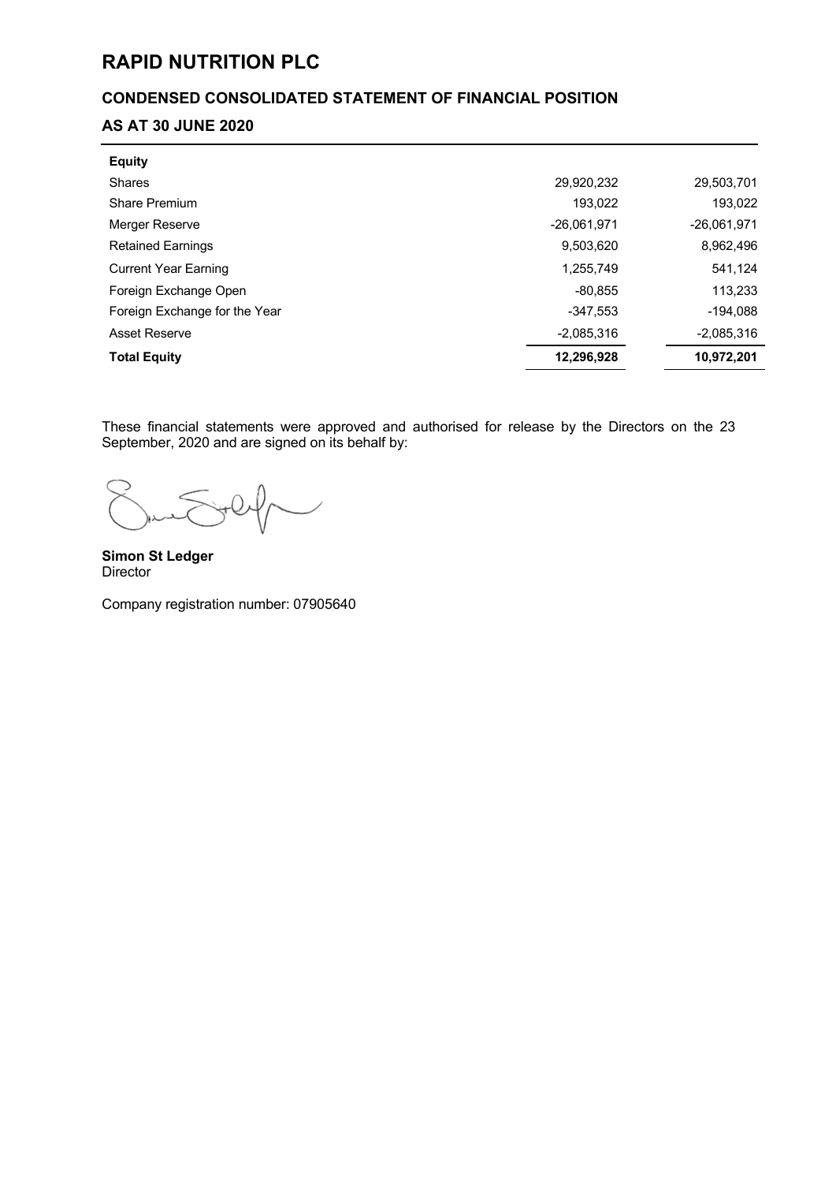# RAPID NUTRITION PLC

## CONDENSED CONSOLIDATED STATEMENT OF FINANCIAL POSITION

## AS AT 30 JUNE 2020

| **Equity** | | |
|---|---|---|
| Shares | 29,920,232 | 29,503,701 |
| Share Premium | 193,022 | 193,022 |
| Merger Reserve | -26,061,971 | -26,061,971 |
| Retained Earnings | 9,503,620 | 8,962,496 |
| Current Year Earning | 1,255,749 | 541,124 |
| Foreign Exchange Open | -80,855 | 113,233 |
| Foreign Exchange for the Year | -347,553 | -194,088 |
| Asset Reserve | -2,085,316 | -2,085,316 |
| **Total Equity** | **12,296,928** | **10,972,201** |

These financial statements were approved and authorised for release by the Directors on the 23 September, 2020 and are signed on its behalf by:

**Simon St Ledger**
Director

Company registration number: 07905640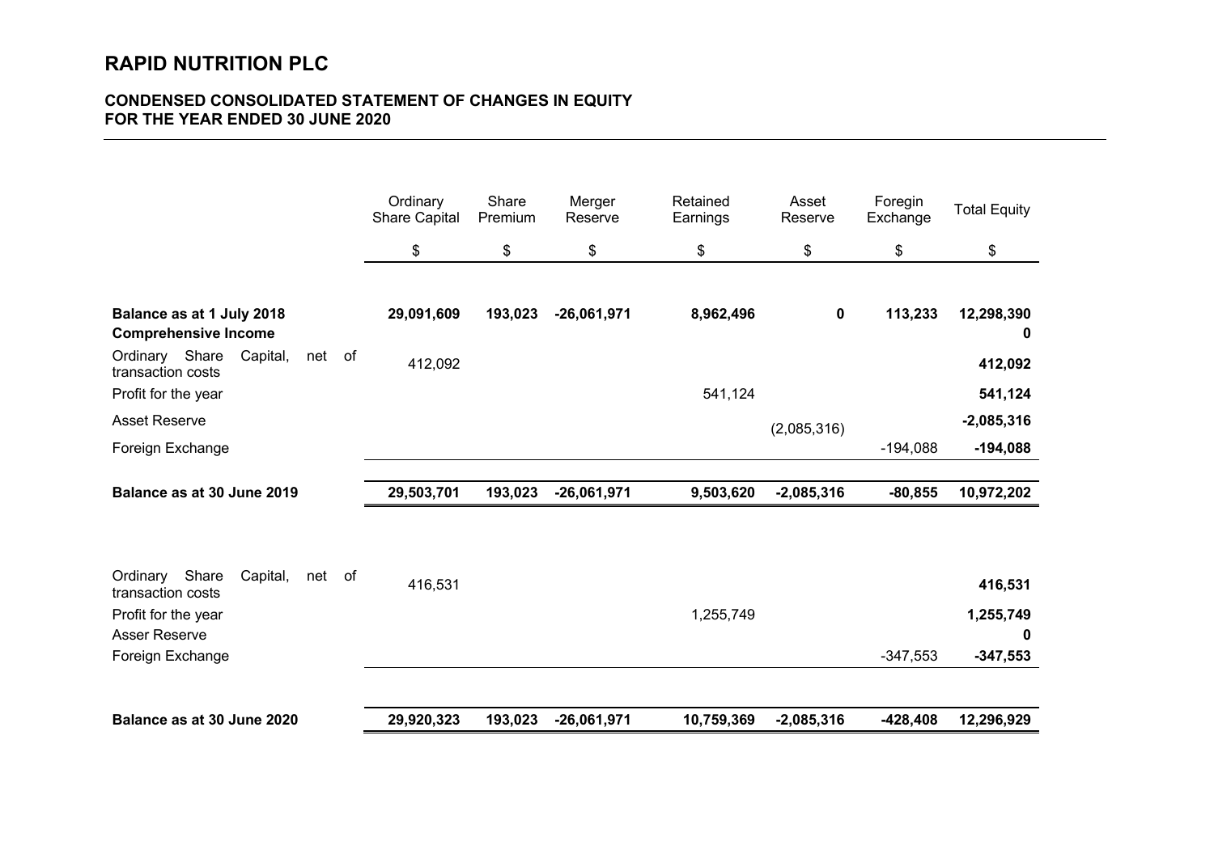# RAPID NUTRITION PLC

## CONDENSED CONSOLIDATED STATEMENT OF CHANGES IN EQUITY
## FOR THE YEAR ENDED 30 JUNE 2020

| | Ordinary Share Capital | Share Premium | Merger Reserve | Retained Earnings | Asset Reserve | Foregin Exchange | Total Equity |
|---|---|---|---|---|---|---|---|
| | $ | $ | $ | $ | $ | $ | $ |
| **Balance as at 1 July 2018** | **29,091,609** | **193,023** | **-26,061,971** | **8,962,496** | **0** | **113,233** | **12,298,390** |
| **Comprehensive Income** | | | | | | | **0** |
| Ordinary Share Capital, net of transaction costs | 412,092 | | | | | | **412,092** |
| Profit for the year | | | | 541,124 | | | **541,124** |
| Asset Reserve | | | | | (2,085,316) | | **-2,085,316** |
| Foreign Exchange | | | | | | -194,088 | **-194,088** |
| **Balance as at 30 June 2019** | **29,503,701** | **193,023** | **-26,061,971** | **9,503,620** | **-2,085,316** | **-80,855** | **10,972,202** |
| Ordinary Share Capital, net of transaction costs | 416,531 | | | | | | **416,531** |
| Profit for the year | | | | 1,255,749 | | | **1,255,749** |
| Asser Reserve | | | | | | | **0** |
| Foreign Exchange | | | | | | -347,553 | **-347,553** |
| **Balance as at 30 June 2020** | **29,920,323** | **193,023** | **-26,061,971** | **10,759,369** | **-2,085,316** | **-428,408** | **12,296,929** |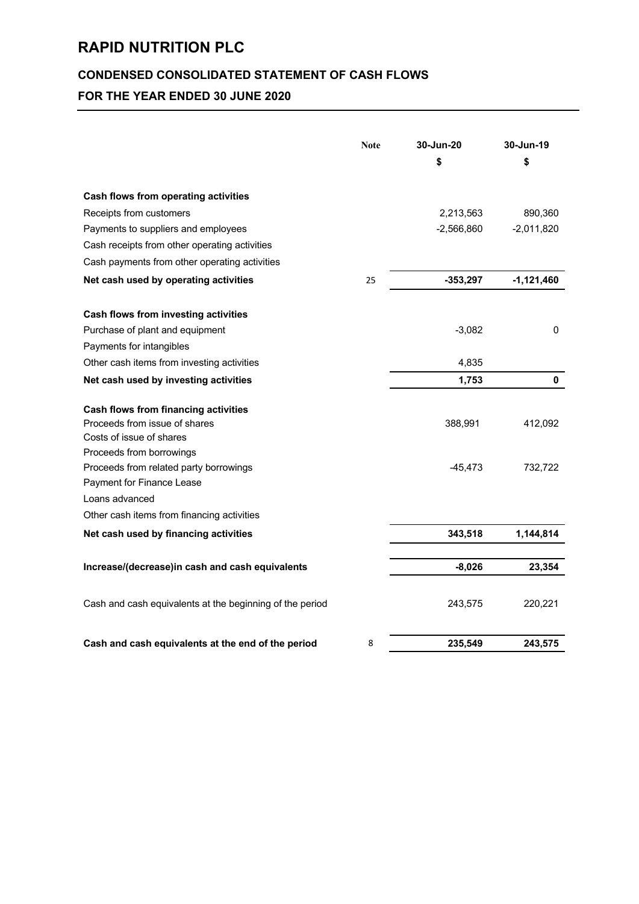# RAPID NUTRITION PLC

## CONDENSED CONSOLIDATED STATEMENT OF CASH FLOWS

## FOR THE YEAR ENDED 30 JUNE 2020

| | Note | 30-Jun-20 | 30-Jun-19 |
|---|---|---|---|
| | | $ | $ |
| **Cash flows from operating activities** | | | |
| Receipts from customers | | 2,213,563 | 890,360 |
| Payments to suppliers and employees | | -2,566,860 | -2,011,820 |
| Cash receipts from other operating activities | | | |
| Cash payments from other operating activities | | | |
| **Net cash used by operating activities** | 25 | **-353,297** | **-1,121,460** |
| **Cash flows from investing activities** | | | |
| Purchase of plant and equipment | | -3,082 | 0 |
| Payments for intangibles | | | |
| Other cash items from investing activities | | 4,835 | |
| **Net cash used by investing activities** | | **1,753** | **0** |
| **Cash flows from financing activities** | | | |
| Proceeds from issue of shares | | 388,991 | 412,092 |
| Costs of issue of shares | | | |
| Proceeds from borrowings | | | |
| Proceeds from related party borrowings | | -45,473 | 732,722 |
| Payment for Finance Lease | | | |
| Loans advanced | | | |
| Other cash items from financing activities | | | |
| **Net cash used by financing activities** | | **343,518** | **1,144,814** |
| **Increase/(decrease)in cash and cash equivalents** | | **-8,026** | **23,354** |
| Cash and cash equivalents at the beginning of the period | | 243,575 | 220,221 |
| **Cash and cash equivalents at the end of the period** | 8 | **235,549** | **243,575** |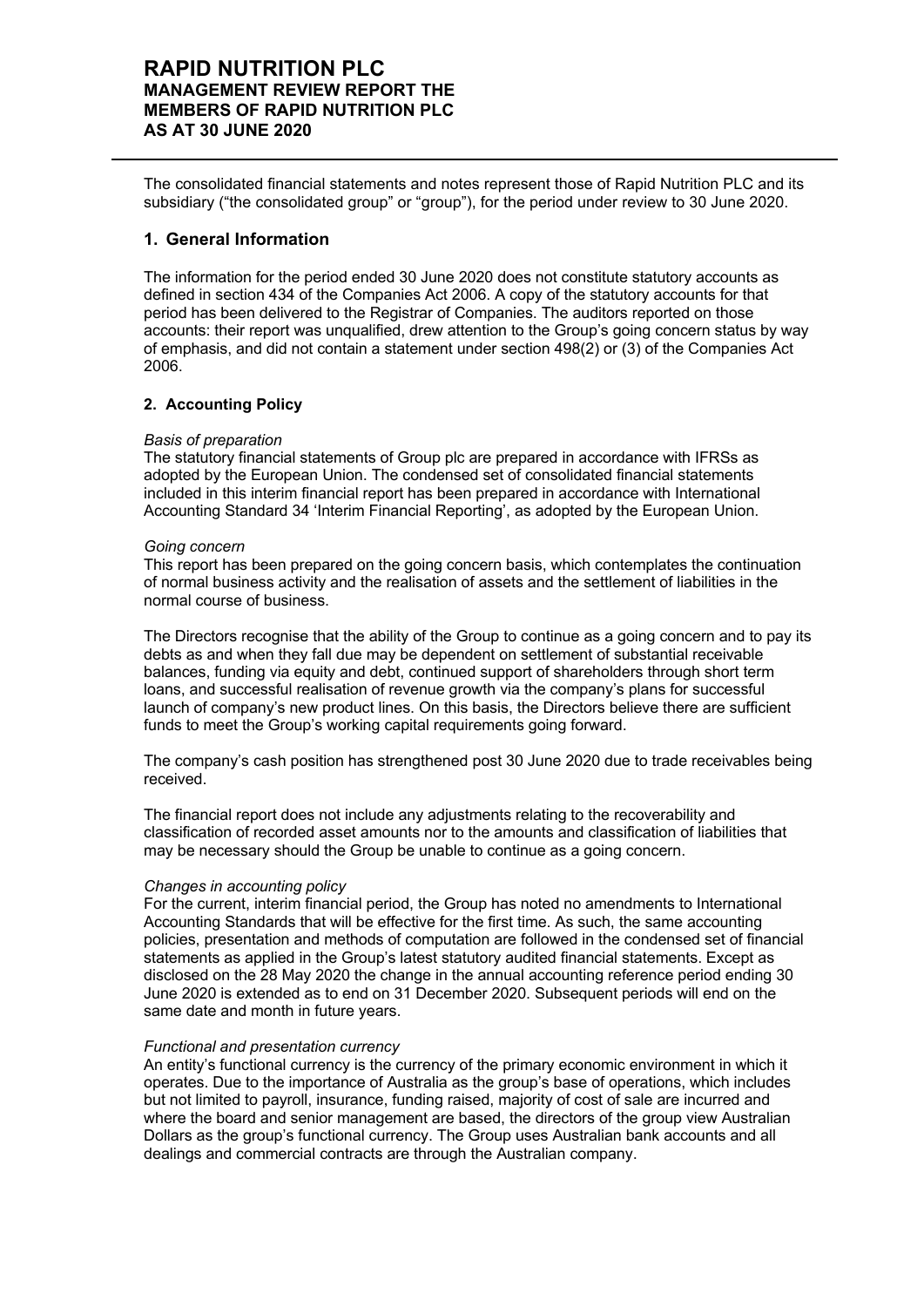# RAPID NUTRITION PLC
## MANAGEMENT REVIEW REPORT THE MEMBERS OF RAPID NUTRITION PLC AS AT 30 JUNE 2020

The consolidated financial statements and notes represent those of Rapid Nutrition PLC and its subsidiary ("the consolidated group" or "group"), for the period under review to 30 June 2020.

## 1. General Information

The information for the period ended 30 June 2020 does not constitute statutory accounts as defined in section 434 of the Companies Act 2006. A copy of the statutory accounts for that period has been delivered to the Registrar of Companies. The auditors reported on those accounts: their report was unqualified, drew attention to the Group's going concern status by way of emphasis, and did not contain a statement under section 498(2) or (3) of the Companies Act 2006.

### 2. Accounting Policy

*Basis of preparation*
The statutory financial statements of Group plc are prepared in accordance with IFRSs as adopted by the European Union. The condensed set of consolidated financial statements included in this interim financial report has been prepared in accordance with International Accounting Standard 34 'Interim Financial Reporting', as adopted by the European Union.

*Going concern*
This report has been prepared on the going concern basis, which contemplates the continuation of normal business activity and the realisation of assets and the settlement of liabilities in the normal course of business.

The Directors recognise that the ability of the Group to continue as a going concern and to pay its debts as and when they fall due may be dependent on settlement of substantial receivable balances, funding via equity and debt, continued support of shareholders through short term loans, and successful realisation of revenue growth via the company's plans for successful launch of company's new product lines. On this basis, the Directors believe there are sufficient funds to meet the Group's working capital requirements going forward.

The company's cash position has strengthened post 30 June 2020 due to trade receivables being received.

The financial report does not include any adjustments relating to the recoverability and classification of recorded asset amounts nor to the amounts and classification of liabilities that may be necessary should the Group be unable to continue as a going concern.

*Changes in accounting policy*
For the current, interim financial period, the Group has noted no amendments to International Accounting Standards that will be effective for the first time. As such, the same accounting policies, presentation and methods of computation are followed in the condensed set of financial statements as applied in the Group's latest statutory audited financial statements. Except as disclosed on the 28 May 2020 the change in the annual accounting reference period ending 30 June 2020 is extended as to end on 31 December 2020. Subsequent periods will end on the same date and month in future years.

*Functional and presentation currency*
An entity's functional currency is the currency of the primary economic environment in which it operates. Due to the importance of Australia as the group's base of operations, which includes but not limited to payroll, insurance, funding raised, majority of cost of sale are incurred and where the board and senior management are based, the directors of the group view Australian Dollars as the group's functional currency. The Group uses Australian bank accounts and all dealings and commercial contracts are through the Australian company.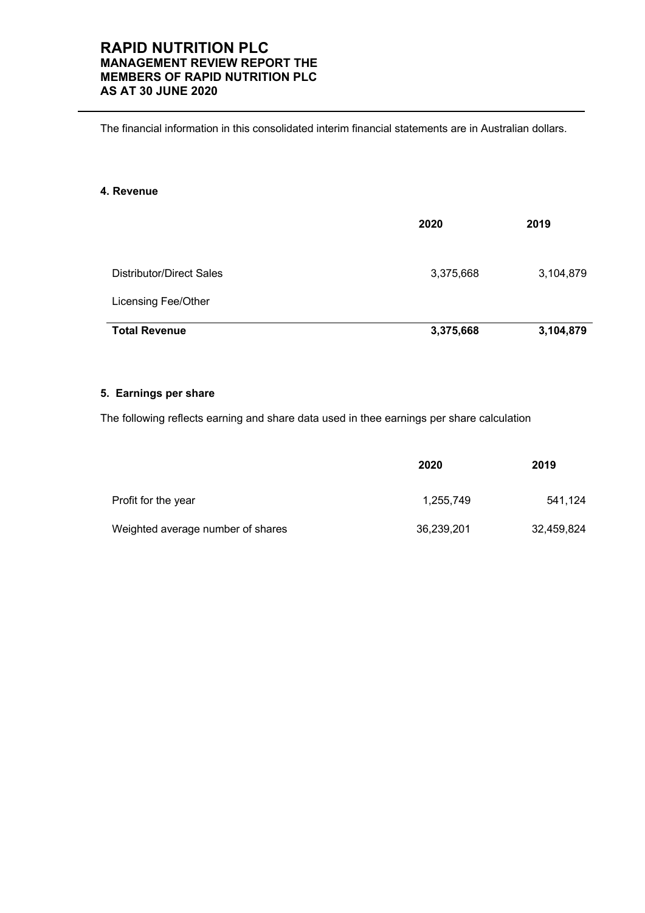# RAPID NUTRITION PLC
## MANAGEMENT REVIEW REPORT THE MEMBERS OF RAPID NUTRITION PLC AS AT 30 JUNE 2020

The financial information in this consolidated interim financial statements are in Australian dollars.

#### 4. Revenue

| | 2020 | 2019 |
|---|---|---|
| Distributor/Direct Sales | 3,375,668 | 3,104,879 |
| Licensing Fee/Other | | |
| **Total Revenue** | **3,375,668** | **3,104,879** |

#### 5. Earnings per share

The following reflects earning and share data used in thee earnings per share calculation

| | 2020 | 2019 |
|---|---|---|
| Profit for the year | 1,255,749 | 541,124 |
| Weighted average number of shares | 36,239,201 | 32,459,824 |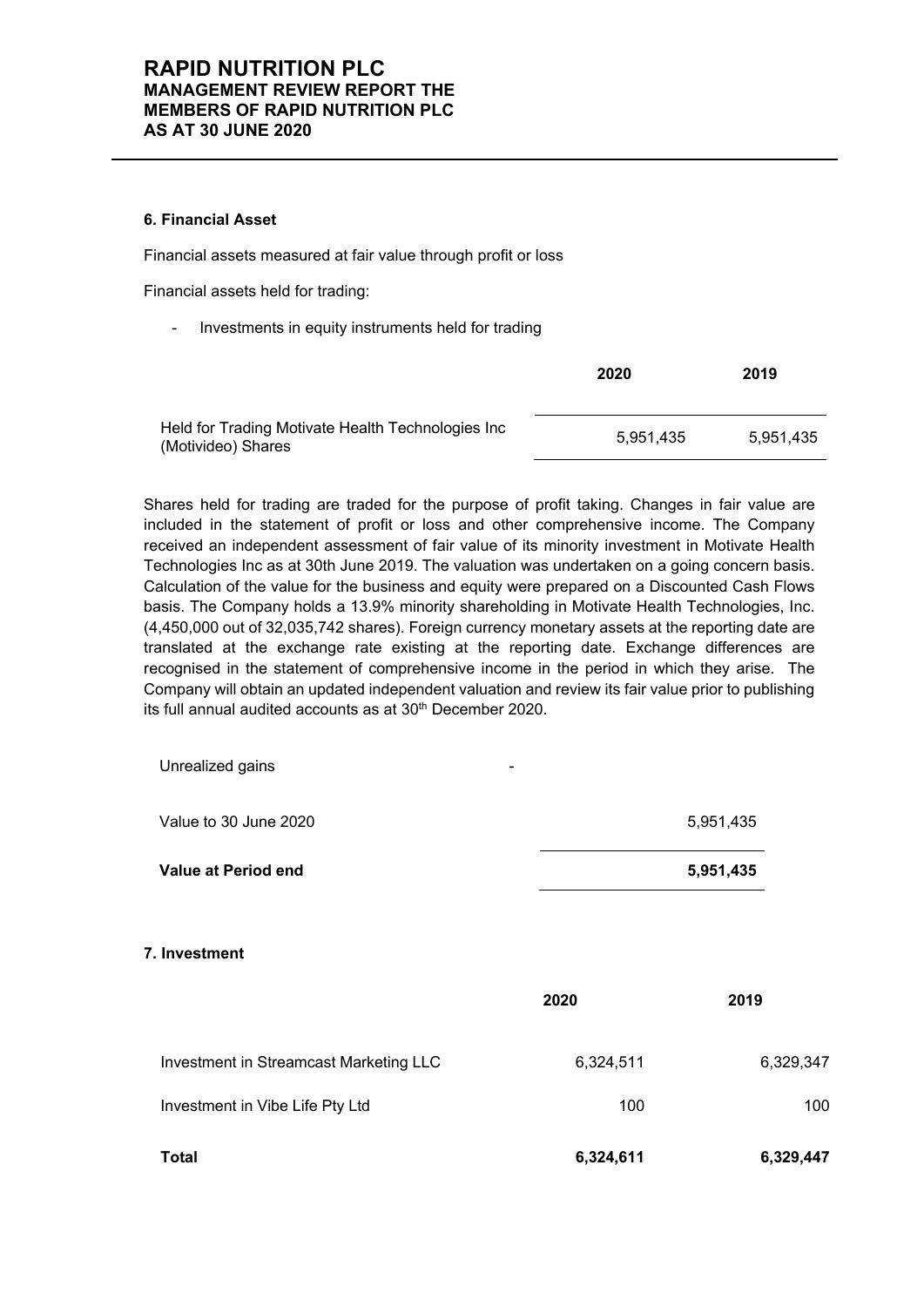### 6. Financial Asset

Financial assets measured at fair value through profit or loss

Financial assets held for trading:

- Investments in equity instruments held for trading

| | 2020 | 2019 |
|---|---|---|
| Held for Trading Motivate Health Technologies Inc (Motivideo) Shares | 5,951,435 | 5,951,435 |

Shares held for trading are traded for the purpose of profit taking. Changes in fair value are included in the statement of profit or loss and other comprehensive income. The Company received an independent assessment of fair value of its minority investment in Motivate Health Technologies Inc as at 30th June 2019. The valuation was undertaken on a going concern basis. Calculation of the value for the business and equity were prepared on a Discounted Cash Flows basis. The Company holds a 13.9% minority shareholding in Motivate Health Technologies, Inc. (4,450,000 out of 32,035,742 shares). Foreign currency monetary assets at the reporting date are translated at the exchange rate existing at the reporting date. Exchange differences are recognised in the statement of comprehensive income in the period in which they arise. The Company will obtain an updated independent valuation and review its fair value prior to publishing its full annual audited accounts as at 30th December 2020.

| | | |
|---|---|---|
| Unrealized gains | - | |
| Value to 30 June 2020 | | 5,951,435 |
| **Value at Period end** | | **5,951,435** |

### 7. Investment

| | 2020 | 2019 |
|---|---|---|
| Investment in Streamcast Marketing LLC | 6,324,511 | 6,329,347 |
| Investment in Vibe Life Pty Ltd | 100 | 100 |
| **Total** | **6,324,611** | **6,329,447** |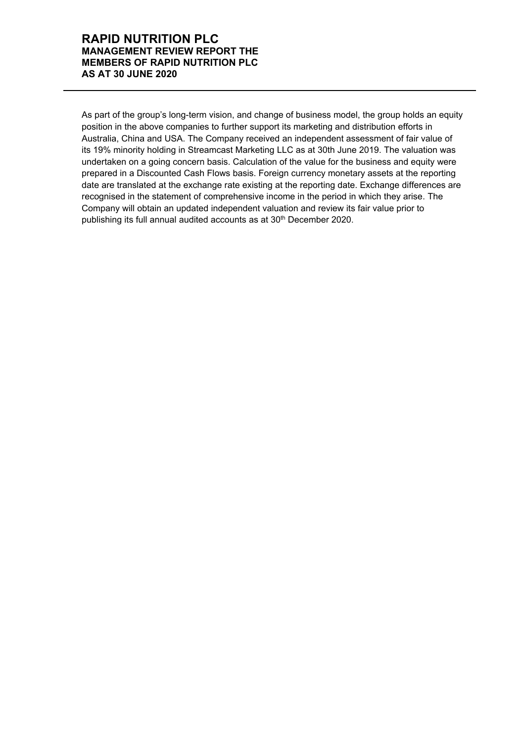As part of the group's long-term vision, and change of business model, the group holds an equity position in the above companies to further support its marketing and distribution efforts in Australia, China and USA. The Company received an independent assessment of fair value of its 19% minority holding in Streamcast Marketing LLC as at 30th June 2019. The valuation was undertaken on a going concern basis. Calculation of the value for the business and equity were prepared in a Discounted Cash Flows basis. Foreign currency monetary assets at the reporting date are translated at the exchange rate existing at the reporting date. Exchange differences are recognised in the statement of comprehensive income in the period in which they arise. The Company will obtain an updated independent valuation and review its fair value prior to publishing its full annual audited accounts as at 30th December 2020.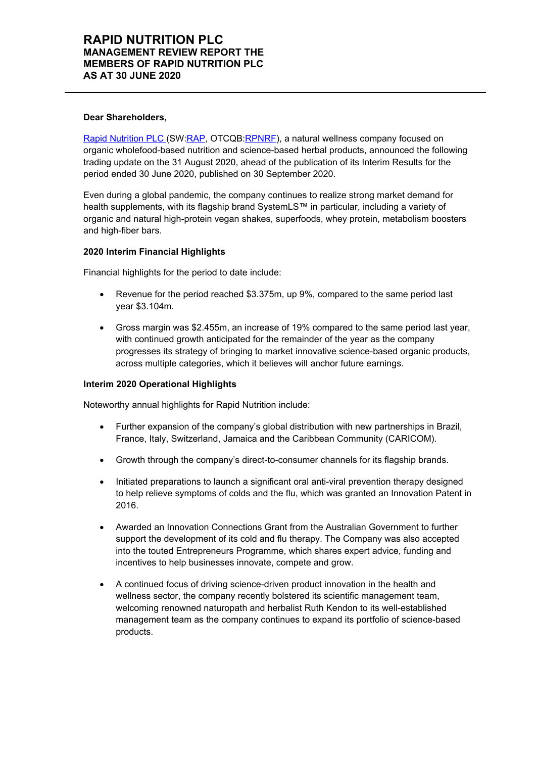# RAPID NUTRITION PLC
## MANAGEMENT REVIEW REPORT THE MEMBERS OF RAPID NUTRITION PLC AS AT 30 JUNE 2020

**Dear Shareholders,**

Rapid Nutrition PLC (SW:RAP, OTCQB:RPNRF), a natural wellness company focused on organic wholefood-based nutrition and science-based herbal products, announced the following trading update on the 31 August 2020, ahead of the publication of its Interim Results for the period ended 30 June 2020, published on 30 September 2020.

Even during a global pandemic, the company continues to realize strong market demand for health supplements, with its flagship brand SystemLS™ in particular, including a variety of organic and natural high-protein vegan shakes, superfoods, whey protein, metabolism boosters and high-fiber bars.

**2020 Interim Financial Highlights**

Financial highlights for the period to date include:

- Revenue for the period reached $3.375m, up 9%, compared to the same period last year $3.104m.
- Gross margin was $2.455m, an increase of 19% compared to the same period last year, with continued growth anticipated for the remainder of the year as the company progresses its strategy of bringing to market innovative science-based organic products, across multiple categories, which it believes will anchor future earnings.

**Interim 2020 Operational Highlights**

Noteworthy annual highlights for Rapid Nutrition include:

- Further expansion of the company's global distribution with new partnerships in Brazil, France, Italy, Switzerland, Jamaica and the Caribbean Community (CARICOM).
- Growth through the company's direct-to-consumer channels for its flagship brands.
- Initiated preparations to launch a significant oral anti-viral prevention therapy designed to help relieve symptoms of colds and the flu, which was granted an Innovation Patent in 2016.
- Awarded an Innovation Connections Grant from the Australian Government to further support the development of its cold and flu therapy. The Company was also accepted into the touted Entrepreneurs Programme, which shares expert advice, funding and incentives to help businesses innovate, compete and grow.
- A continued focus of driving science-driven product innovation in the health and wellness sector, the company recently bolstered its scientific management team, welcoming renowned naturopath and herbalist Ruth Kendon to its well-established management team as the company continues to expand its portfolio of science-based products.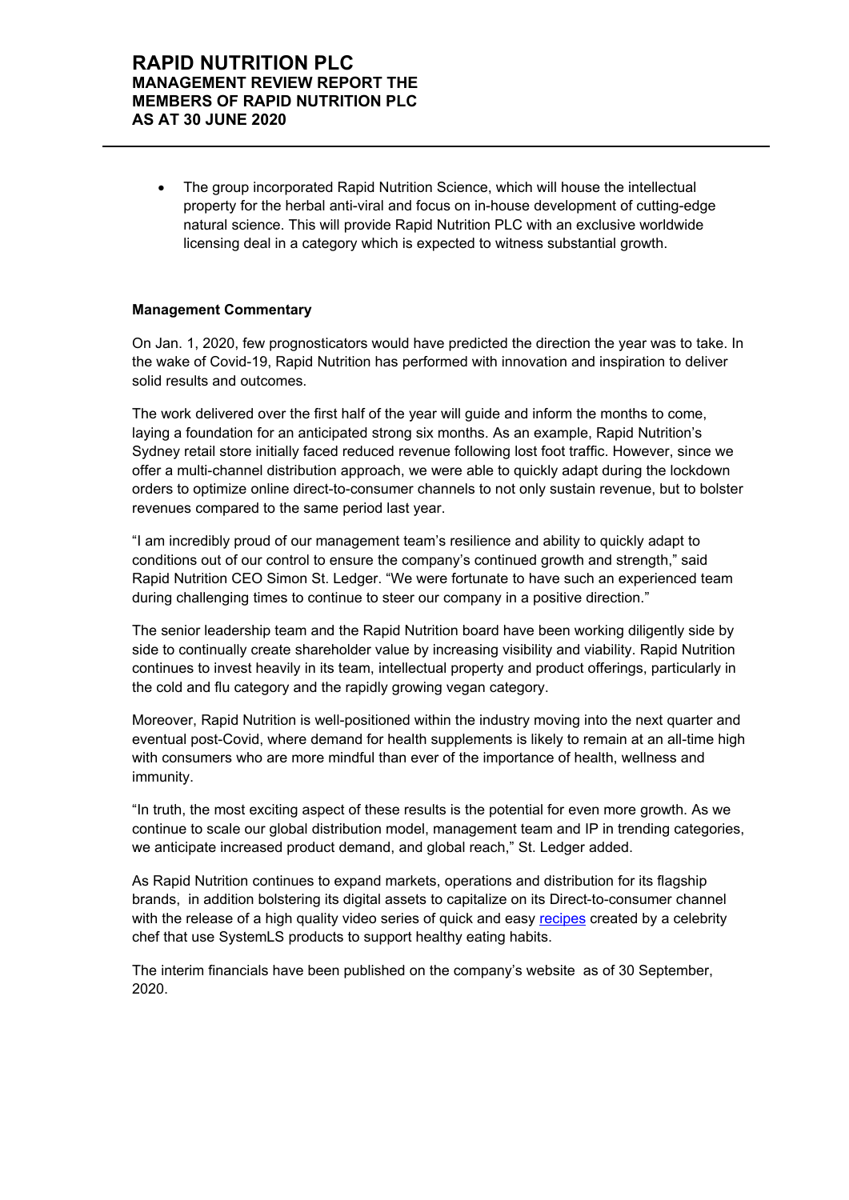- The group incorporated Rapid Nutrition Science, which will house the intellectual property for the herbal anti-viral and focus on in-house development of cutting-edge natural science. This will provide Rapid Nutrition PLC with an exclusive worldwide licensing deal in a category which is expected to witness substantial growth.

**Management Commentary**

On Jan. 1, 2020, few prognosticators would have predicted the direction the year was to take. In the wake of Covid-19, Rapid Nutrition has performed with innovation and inspiration to deliver solid results and outcomes.

The work delivered over the first half of the year will guide and inform the months to come, laying a foundation for an anticipated strong six months. As an example, Rapid Nutrition's Sydney retail store initially faced reduced revenue following lost foot traffic. However, since we offer a multi-channel distribution approach, we were able to quickly adapt during the lockdown orders to optimize online direct-to-consumer channels to not only sustain revenue, but to bolster revenues compared to the same period last year.

"I am incredibly proud of our management team's resilience and ability to quickly adapt to conditions out of our control to ensure the company's continued growth and strength," said Rapid Nutrition CEO Simon St. Ledger. "We were fortunate to have such an experienced team during challenging times to continue to steer our company in a positive direction."

The senior leadership team and the Rapid Nutrition board have been working diligently side by side to continually create shareholder value by increasing visibility and viability. Rapid Nutrition continues to invest heavily in its team, intellectual property and product offerings, particularly in the cold and flu category and the rapidly growing vegan category.

Moreover, Rapid Nutrition is well-positioned within the industry moving into the next quarter and eventual post-Covid, where demand for health supplements is likely to remain at an all-time high with consumers who are more mindful than ever of the importance of health, wellness and immunity.

"In truth, the most exciting aspect of these results is the potential for even more growth. As we continue to scale our global distribution model, management team and IP in trending categories, we anticipate increased product demand, and global reach," St. Ledger added.

As Rapid Nutrition continues to expand markets, operations and distribution for its flagship brands, in addition bolstering its digital assets to capitalize on its Direct-to-consumer channel with the release of a high quality video series of quick and easy recipes created by a celebrity chef that use SystemLS products to support healthy eating habits.

The interim financials have been published on the company's website as of 30 September, 2020.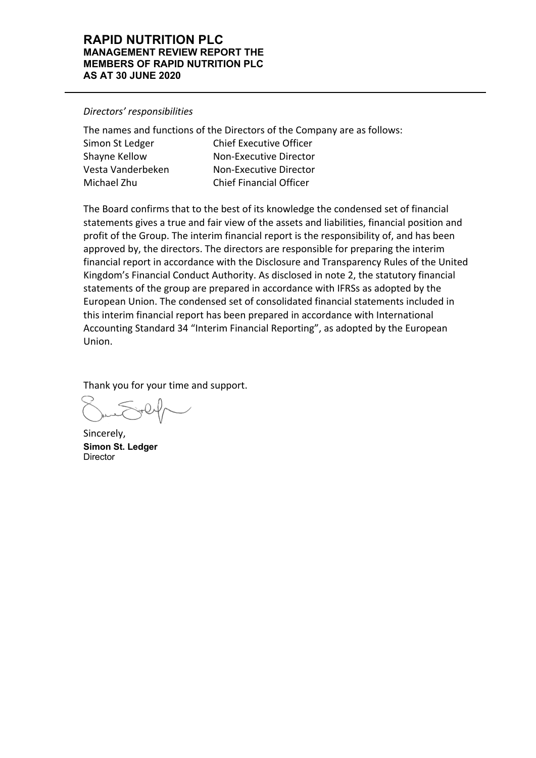# RAPID NUTRITION PLC
## MANAGEMENT REVIEW REPORT THE MEMBERS OF RAPID NUTRITION PLC AS AT 30 JUNE 2020

*Directors' responsibilities*

The names and functions of the Directors of the Company are as follows:

| | |
|---|---|
| Simon St Ledger | Chief Executive Officer |
| Shayne Kellow | Non-Executive Director |
| Vesta Vanderbeken | Non-Executive Director |
| Michael Zhu | Chief Financial Officer |

The Board confirms that to the best of its knowledge the condensed set of financial statements gives a true and fair view of the assets and liabilities, financial position and profit of the Group. The interim financial report is the responsibility of, and has been approved by, the directors. The directors are responsible for preparing the interim financial report in accordance with the Disclosure and Transparency Rules of the United Kingdom's Financial Conduct Authority. As disclosed in note 2, the statutory financial statements of the group are prepared in accordance with IFRSs as adopted by the European Union. The condensed set of consolidated financial statements included in this interim financial report has been prepared in accordance with International Accounting Standard 34 "Interim Financial Reporting", as adopted by the European Union.

Thank you for your time and support.

Sincerely,

**Simon St. Ledger**
Director